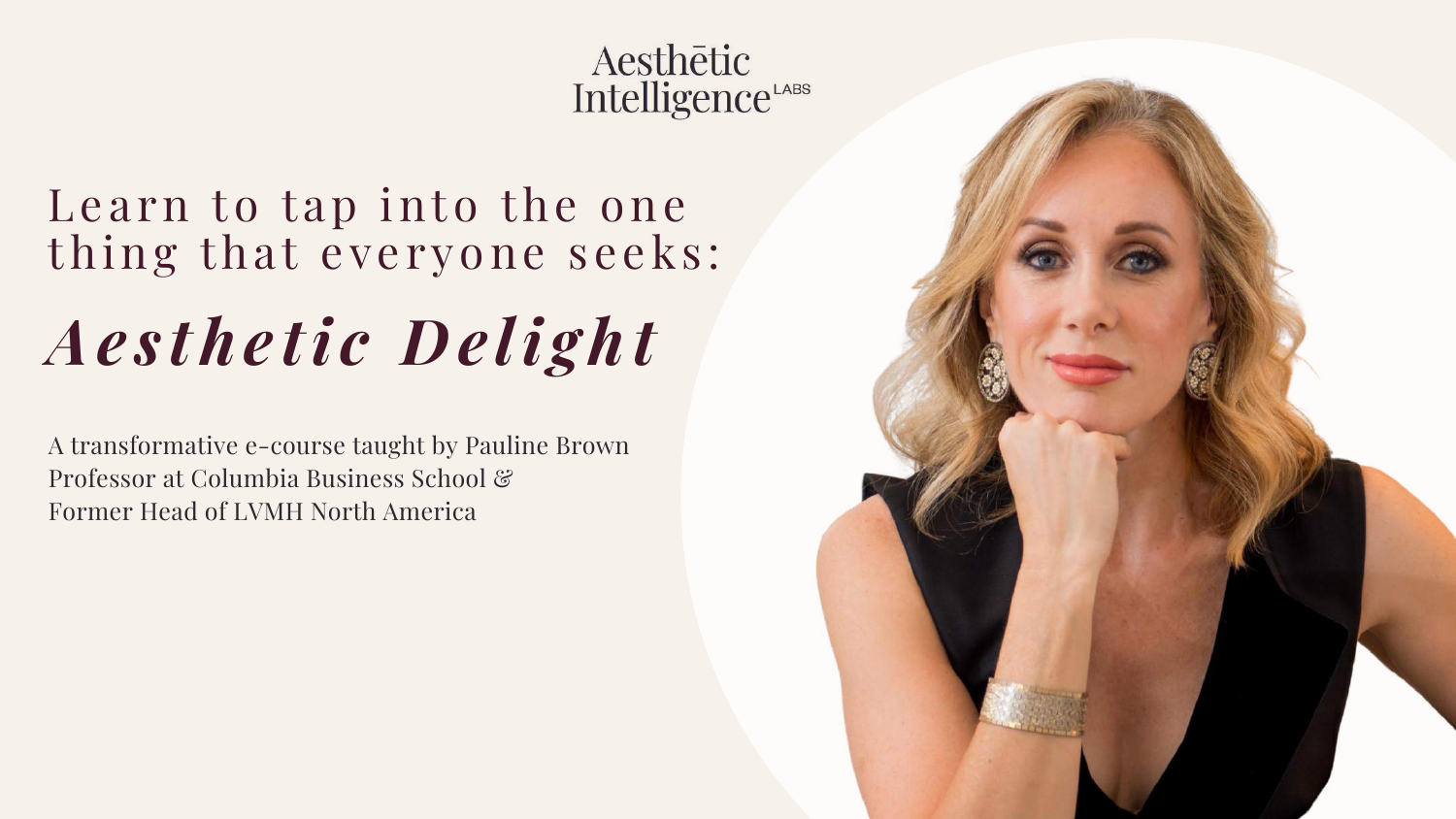Aesthētic Intelligence LABS

Learn to tap into the one thing that everyone seeks:

# *Aesthetic Delight*

A transformative e-course taught by Pauline Brown
Professor at Columbia Business School &
Former Head of LVMH North America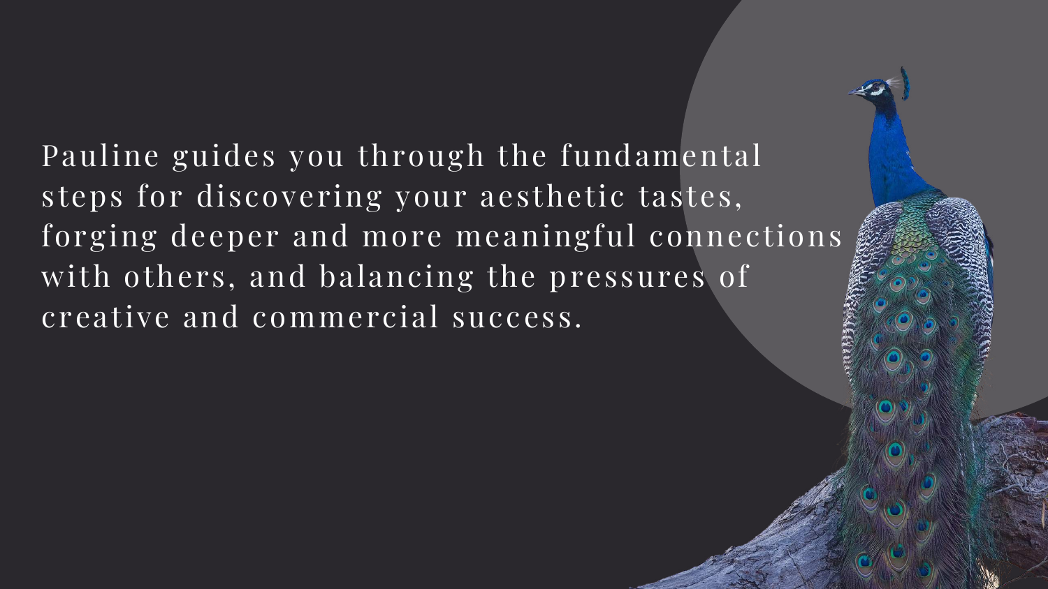Pauline guides you through the fundamental steps for discovering your aesthetic tastes, forging deeper and more meaningful connections with others, and balancing the pressures of creative and commercial success.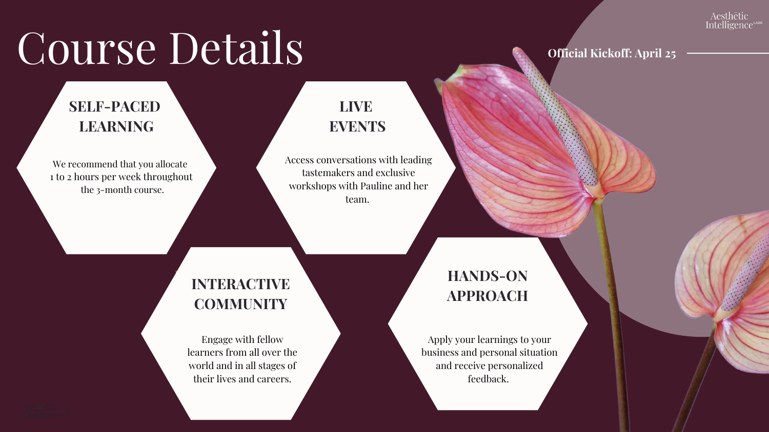# Course Details

Official Kickoff: April 25

### SELF-PACED LEARNING

We recommend that you allocate 1 to 2 hours per week throughout the 3-month course.

### LIVE EVENTS

Access conversations with leading tastemakers and exclusive workshops with Pauline and her team.

### INTERACTIVE COMMUNITY

Engage with fellow learners from all over the world and in all stages of their lives and careers.

### HANDS-ON APPROACH

Apply your learnings to your business and personal situation and receive personalized feedback.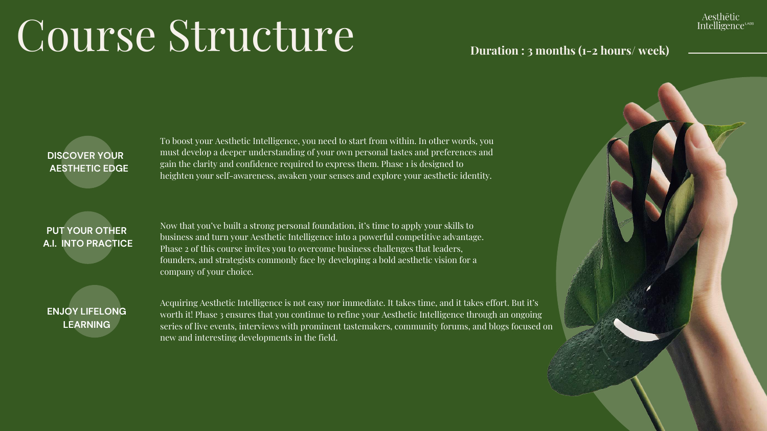# Course Structure

**Duration : 3 months (1-2 hours/ week)**

**DISCOVER YOUR AESTHETIC EDGE**

To boost your Aesthetic Intelligence, you need to start from within. In other words, you must develop a deeper understanding of your own personal tastes and preferences and gain the clarity and confidence required to express them. Phase 1 is designed to heighten your self-awareness, awaken your senses and explore your aesthetic identity.

**PUT YOUR OTHER A.I. INTO PRACTICE**

Now that you've built a strong personal foundation, it's time to apply your skills to business and turn your Aesthetic Intelligence into a powerful competitive advantage. Phase 2 of this course invites you to overcome business challenges that leaders, founders, and strategists commonly face by developing a bold aesthetic vision for a company of your choice.

**ENJOY LIFELONG LEARNING**

Acquiring Aesthetic Intelligence is not easy nor immediate. It takes time, and it takes effort. But it's worth it! Phase 3 ensures that you continue to refine your Aesthetic Intelligence through an ongoing series of live events, interviews with prominent tastemakers, community forums, and blogs focused on new and interesting developments in the field.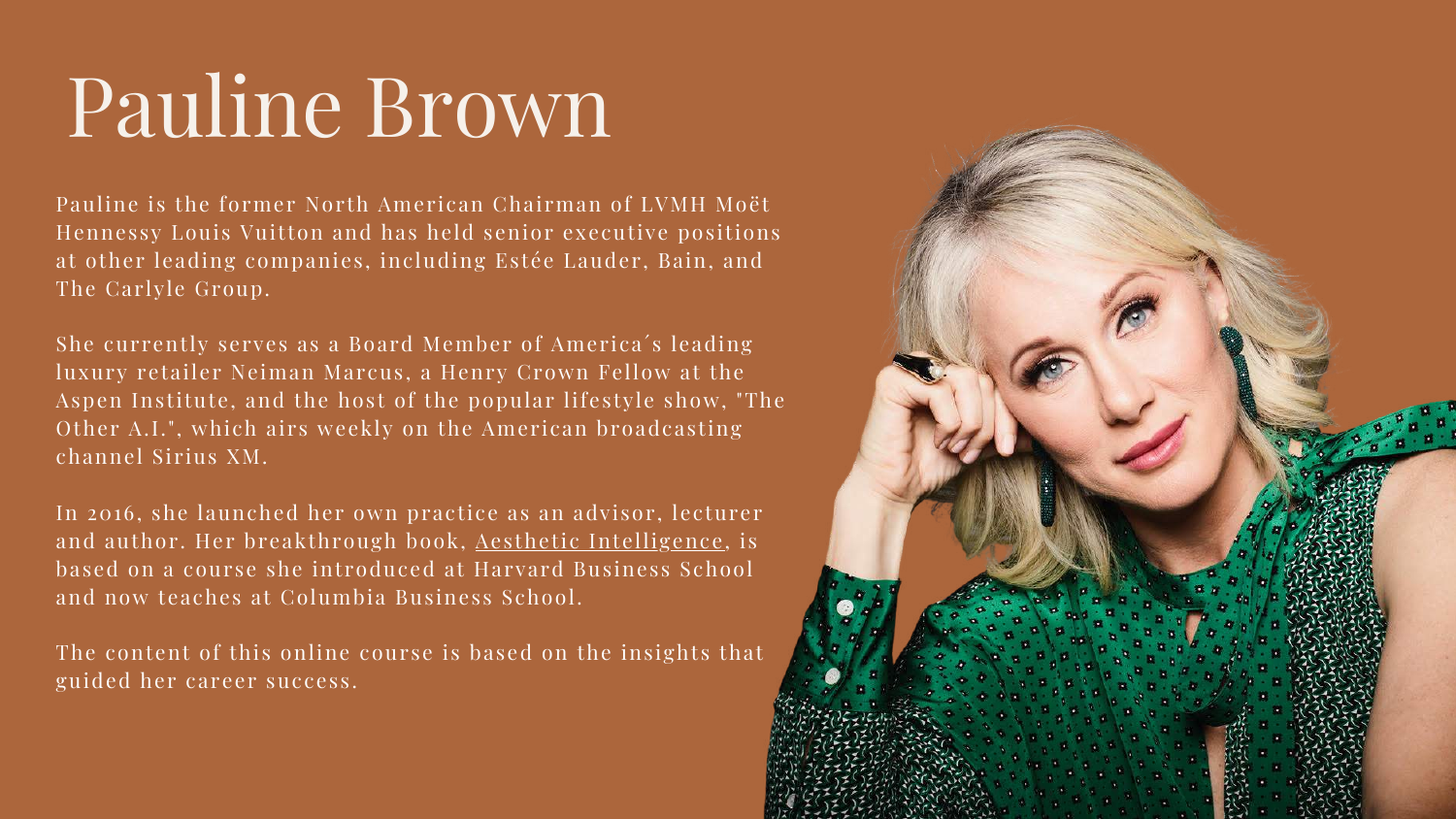# Pauline Brown

Pauline is the former North American Chairman of LVMH Moët Hennessy Louis Vuitton and has held senior executive positions at other leading companies, including Estée Lauder, Bain, and The Carlyle Group.

She currently serves as a Board Member of America´s leading luxury retailer Neiman Marcus, a Henry Crown Fellow at the Aspen Institute, and the host of the popular lifestyle show, "The Other A.I.", which airs weekly on the American broadcasting channel Sirius XM.

In 2016, she launched her own practice as an advisor, lecturer and author. Her breakthrough book, Aesthetic Intelligence, is based on a course she introduced at Harvard Business School and now teaches at Columbia Business School.

The content of this online course is based on the insights that guided her career success.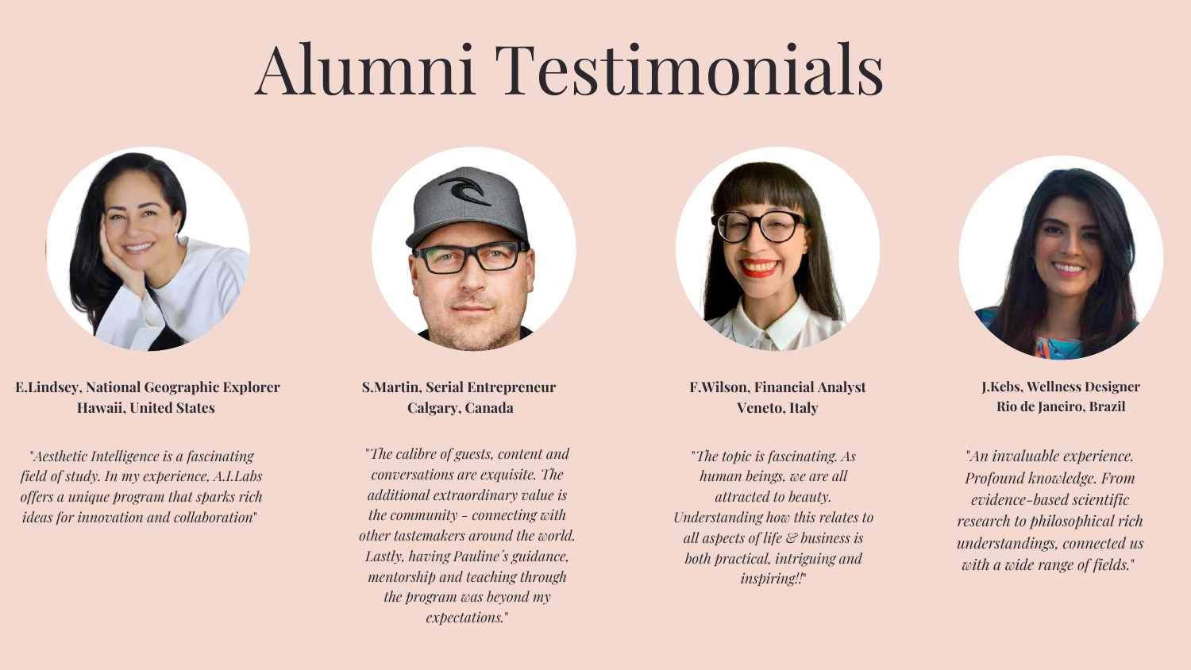# Alumni Testimonials

**E.Lindsey, National Geographic Explorer**
**Hawaii, United States**

*"Aesthetic Intelligence is a fascinating field of study. In my experience, A.I.Labs offers a unique program that sparks rich ideas for innovation and collaboration"*

**S.Martin, Serial Entrepreneur**
**Calgary, Canada**

*"The calibre of guests, content and conversations are exquisite. The additional extraordinary value is the community - connecting with other tastemakers around the world. Lastly, having Pauline´s guidance, mentorship and teaching through the program was beyond my expectations."*

**F.Wilson, Financial Analyst**
**Veneto, Italy**

*"The topic is fascinating. As human beings, we are all attracted to beauty. Understanding how this relates to all aspects of life & business is both practical, intriguing and inspiring!!"*

**J.Kebs, Wellness Designer**
**Rio de Janeiro, Brazil**

*"An invaluable experience. Profound knowledge. From evidence-based scientific research to philosophical rich understandings, connected us with a wide range of fields."*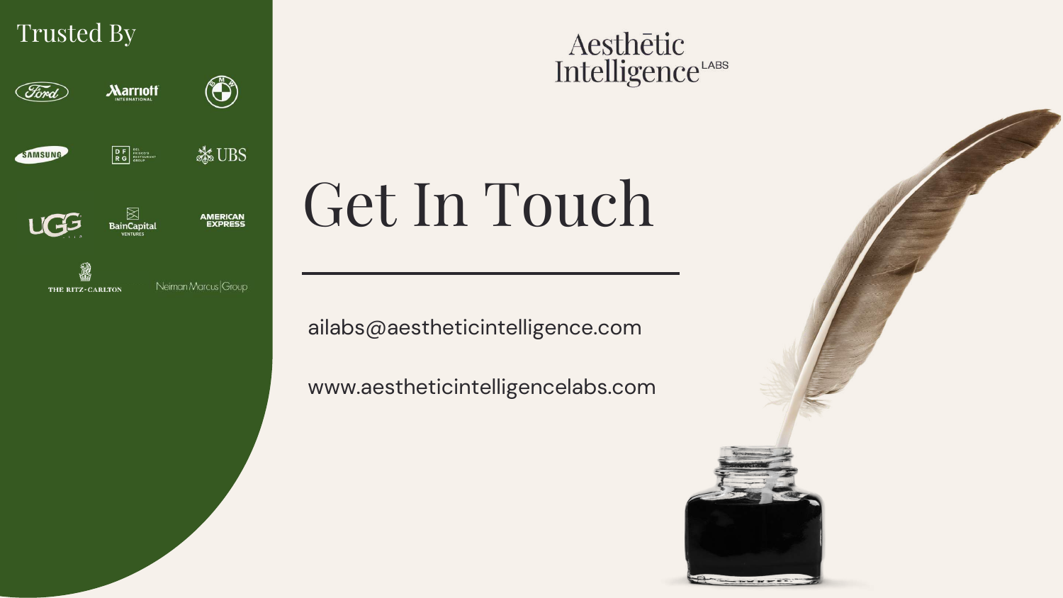## Trusted By

Ford

Marriott International

BMW

Samsung

Del Frisco's Restaurant Group

UBS

UGG

Bain Capital Ventures

American Express

The Ritz-Carlton

Neiman Marcus Group

Aesthētic Intelligence LABS

# Get In Touch

ailabs@aestheticintelligence.com

www.aestheticintelligencelabs.com